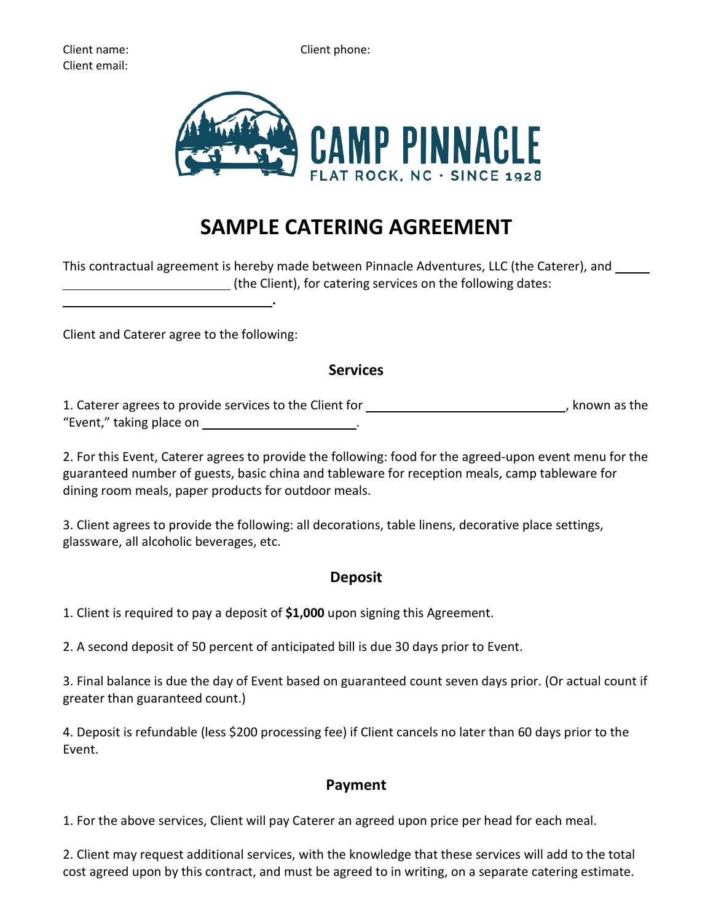Client name: Client phone:
Client email:

CAMP PINNACLE
FLAT ROCK, NC · SINCE 1928

# SAMPLE CATERING AGREEMENT

This contractual agreement is hereby made between Pinnacle Adventures, LLC (the Caterer), and ______________________________ (the Client), for catering services on the following dates: ______________________________.

Client and Caterer agree to the following:

## Services

1. Caterer agrees to provide services to the Client for ______________________________, known as the "Event," taking place on ______________________.

2. For this Event, Caterer agrees to provide the following: food for the agreed-upon event menu for the guaranteed number of guests, basic china and tableware for reception meals, camp tableware for dining room meals, paper products for outdoor meals.

3. Client agrees to provide the following: all decorations, table linens, decorative place settings, glassware, all alcoholic beverages, etc.

## Deposit

1. Client is required to pay a deposit of **$1,000** upon signing this Agreement.

2. A second deposit of 50 percent of anticipated bill is due 30 days prior to Event.

3. Final balance is due the day of Event based on guaranteed count seven days prior. (Or actual count if greater than guaranteed count.)

4. Deposit is refundable (less $200 processing fee) if Client cancels no later than 60 days prior to the Event.

## Payment

1. For the above services, Client will pay Caterer an agreed upon price per head for each meal.

2. Client may request additional services, with the knowledge that these services will add to the total cost agreed upon by this contract, and must be agreed to in writing, on a separate catering estimate.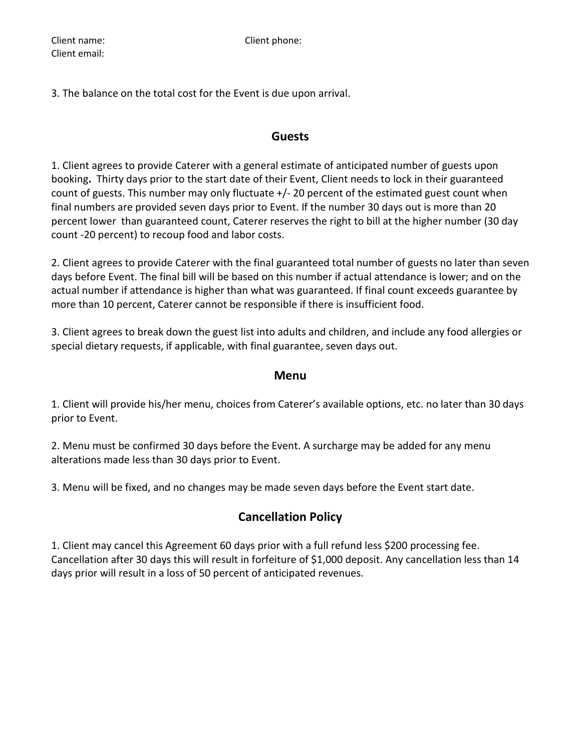Client name: Client phone:
Client email:

3. The balance on the total cost for the Event is due upon arrival.

## Guests

1. Client agrees to provide Caterer with a general estimate of anticipated number of guests upon booking**.** Thirty days prior to the start date of their Event, Client needs to lock in their guaranteed count of guests. This number may only fluctuate +/- 20 percent of the estimated guest count when final numbers are provided seven days prior to Event. If the number 30 days out is more than 20 percent lower than guaranteed count, Caterer reserves the right to bill at the higher number (30 day count -20 percent) to recoup food and labor costs.

2. Client agrees to provide Caterer with the final guaranteed total number of guests no later than seven days before Event. The final bill will be based on this number if actual attendance is lower; and on the actual number if attendance is higher than what was guaranteed. If final count exceeds guarantee by more than 10 percent, Caterer cannot be responsible if there is insufficient food.

3. Client agrees to break down the guest list into adults and children, and include any food allergies or special dietary requests, if applicable, with final guarantee, seven days out.

## Menu

1. Client will provide his/her menu, choices from Caterer's available options, etc. no later than 30 days prior to Event.

2. Menu must be confirmed 30 days before the Event. A surcharge may be added for any menu alterations made less than 30 days prior to Event.

3. Menu will be fixed, and no changes may be made seven days before the Event start date.

## Cancellation Policy

1. Client may cancel this Agreement 60 days prior with a full refund less $200 processing fee. Cancellation after 30 days this will result in forfeiture of $1,000 deposit. Any cancellation less than 14 days prior will result in a loss of 50 percent of anticipated revenues.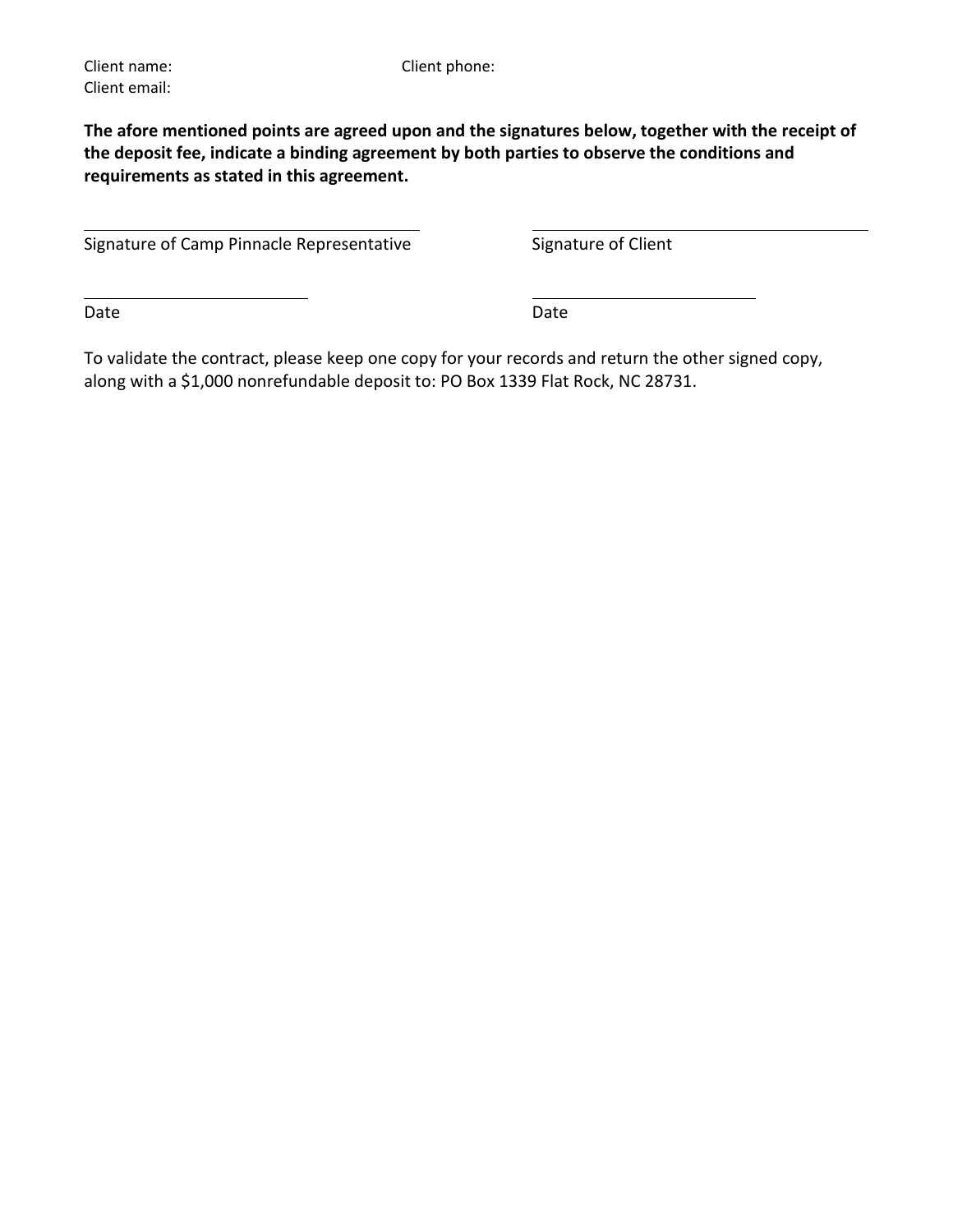Client name: Client phone:

Client email:

**The afore mentioned points are agreed upon and the signatures below, together with the receipt of the deposit fee, indicate a binding agreement by both parties to observe the conditions and requirements as stated in this agreement.**

\_\_\_\_\_\_\_\_\_\_\_\_\_\_\_\_\_\_\_\_\_\_\_\_\_\_\_\_\_\_\_\_\_\_\_\_\_\_\_\_

Signature of Camp Pinnacle Representative

\_\_\_\_\_\_\_\_\_\_\_\_\_\_\_\_\_\_\_\_\_\_\_\_\_\_\_\_\_\_\_\_\_\_\_\_\_\_\_\_

Signature of Client

\_\_\_\_\_\_\_\_\_\_\_\_\_\_\_\_\_\_\_\_\_\_\_\_\_\_

Date

\_\_\_\_\_\_\_\_\_\_\_\_\_\_\_\_\_\_\_\_\_\_\_\_\_\_

Date

To validate the contract, please keep one copy for your records and return the other signed copy, along with a $1,000 nonrefundable deposit to: PO Box 1339 Flat Rock, NC 28731.